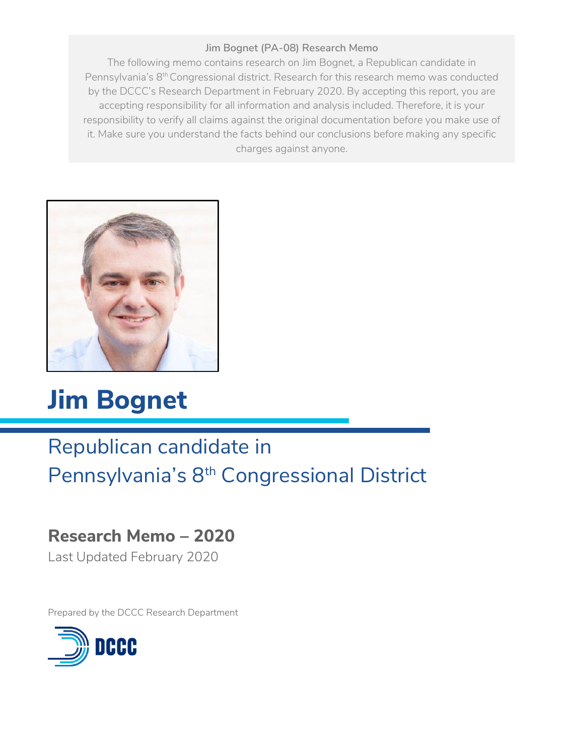**Jim Bognet (PA-08) Research Memo**

The following memo contains research on Jim Bognet, a Republican candidate in Pennsylvania's 8th Congressional district. Research for this research memo was conducted by the DCCC's Research Department in February 2020. By accepting this report, you are accepting responsibility for all information and analysis included. Therefore, it is your responsibility to verify all claims against the original documentation before you make use of it. Make sure you understand the facts behind our conclusions before making any specific charges against anyone.

# Jim Bognet

## Republican candidate in Pennsylvania's 8th Congressional District

### Research Memo – 2020

Last Updated February 2020

Prepared by the DCCC Research Department

DCCC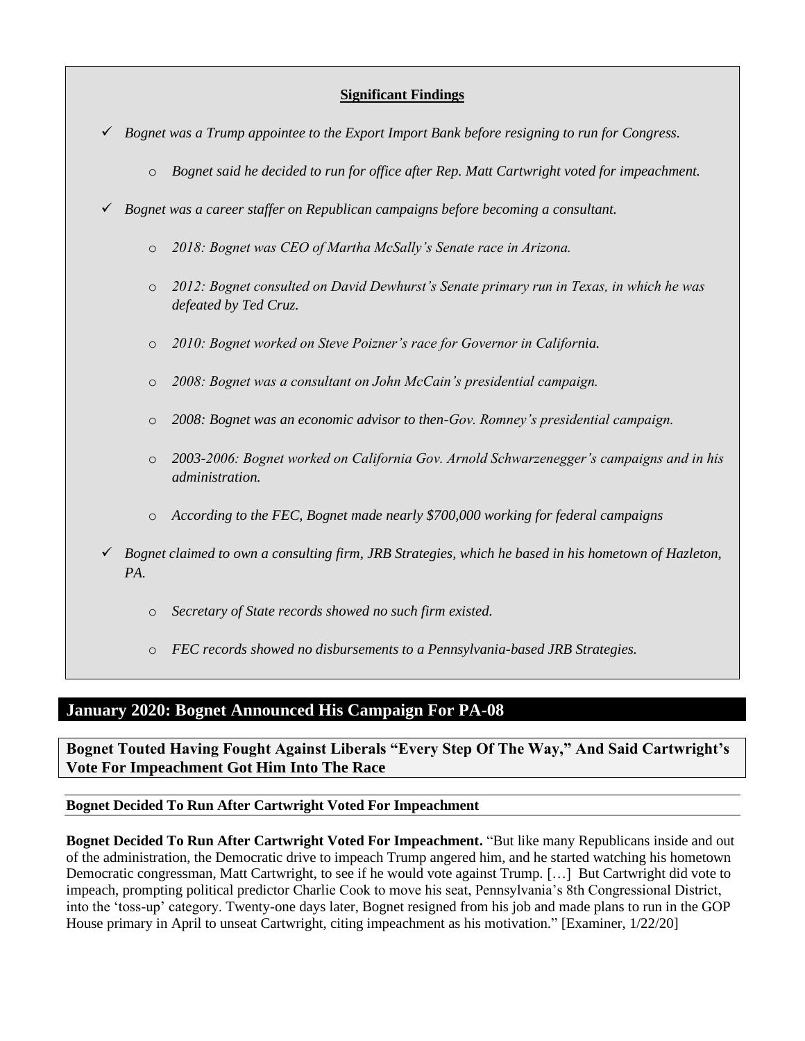**Significant Findings**

- ✓ *Bognet was a Trump appointee to the Export Import Bank before resigning to run for Congress.*
  - *Bognet said he decided to run for office after Rep. Matt Cartwright voted for impeachment.*
- ✓ *Bognet was a career staffer on Republican campaigns before becoming a consultant.*
  - *2018: Bognet was CEO of Martha McSally's Senate race in Arizona.*
  - *2012: Bognet consulted on David Dewhurst's Senate primary run in Texas, in which he was defeated by Ted Cruz.*
  - *2010: Bognet worked on Steve Poizner's race for Governor in California.*
  - *2008: Bognet was a consultant on John McCain's presidential campaign.*
  - *2008: Bognet was an economic advisor to then-Gov. Romney's presidential campaign.*
  - *2003-2006: Bognet worked on California Gov. Arnold Schwarzenegger's campaigns and in his administration.*
  - *According to the FEC, Bognet made nearly $700,000 working for federal campaigns*
- ✓ *Bognet claimed to own a consulting firm, JRB Strategies, which he based in his hometown of Hazleton, PA.*
  - *Secretary of State records showed no such firm existed.*
  - *FEC records showed no disbursements to a Pennsylvania-based JRB Strategies.*

## January 2020: Bognet Announced His Campaign For PA-08

### Bognet Touted Having Fought Against Liberals "Every Step Of The Way," And Said Cartwright's Vote For Impeachment Got Him Into The Race

#### Bognet Decided To Run After Cartwright Voted For Impeachment

**Bognet Decided To Run After Cartwright Voted For Impeachment.** "But like many Republicans inside and out of the administration, the Democratic drive to impeach Trump angered him, and he started watching his hometown Democratic congressman, Matt Cartwright, to see if he would vote against Trump. […] But Cartwright did vote to impeach, prompting political predictor Charlie Cook to move his seat, Pennsylvania's 8th Congressional District, into the 'toss-up' category. Twenty-one days later, Bognet resigned from his job and made plans to run in the GOP House primary in April to unseat Cartwright, citing impeachment as his motivation." [Examiner, 1/22/20]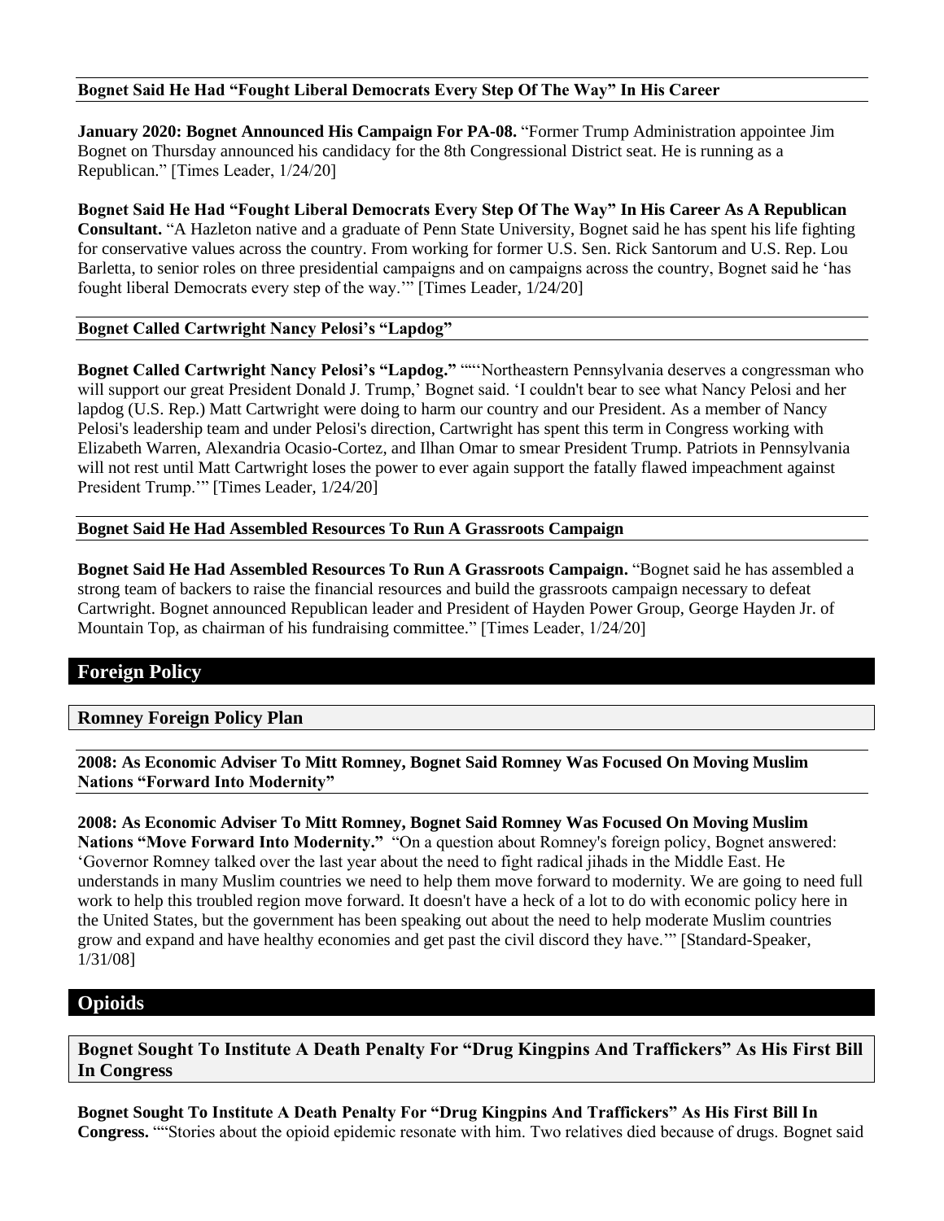### Bognet Said He Had "Fought Liberal Democrats Every Step Of The Way" In His Career

**January 2020: Bognet Announced His Campaign For PA-08.** "Former Trump Administration appointee Jim Bognet on Thursday announced his candidacy for the 8th Congressional District seat. He is running as a Republican." [Times Leader, 1/24/20]

**Bognet Said He Had "Fought Liberal Democrats Every Step Of The Way" In His Career As A Republican Consultant.** "A Hazleton native and a graduate of Penn State University, Bognet said he has spent his life fighting for conservative values across the country. From working for former U.S. Sen. Rick Santorum and U.S. Rep. Lou Barletta, to senior roles on three presidential campaigns and on campaigns across the country, Bognet said he 'has fought liberal Democrats every step of the way.'" [Times Leader, 1/24/20]

### Bognet Called Cartwright Nancy Pelosi's "Lapdog"

**Bognet Called Cartwright Nancy Pelosi's "Lapdog."** ""'Northeastern Pennsylvania deserves a congressman who will support our great President Donald J. Trump,' Bognet said. 'I couldn't bear to see what Nancy Pelosi and her lapdog (U.S. Rep.) Matt Cartwright were doing to harm our country and our President. As a member of Nancy Pelosi's leadership team and under Pelosi's direction, Cartwright has spent this term in Congress working with Elizabeth Warren, Alexandria Ocasio-Cortez, and Ilhan Omar to smear President Trump. Patriots in Pennsylvania will not rest until Matt Cartwright loses the power to ever again support the fatally flawed impeachment against President Trump.'" [Times Leader, 1/24/20]

### Bognet Said He Had Assembled Resources To Run A Grassroots Campaign

**Bognet Said He Had Assembled Resources To Run A Grassroots Campaign.** "Bognet said he has assembled a strong team of backers to raise the financial resources and build the grassroots campaign necessary to defeat Cartwright. Bognet announced Republican leader and President of Hayden Power Group, George Hayden Jr. of Mountain Top, as chairman of his fundraising committee." [Times Leader, 1/24/20]

# Foreign Policy

## Romney Foreign Policy Plan

### 2008: As Economic Adviser To Mitt Romney, Bognet Said Romney Was Focused On Moving Muslim Nations "Forward Into Modernity"

**2008: As Economic Adviser To Mitt Romney, Bognet Said Romney Was Focused On Moving Muslim Nations "Move Forward Into Modernity."** "On a question about Romney's foreign policy, Bognet answered: 'Governor Romney talked over the last year about the need to fight radical jihads in the Middle East. He understands in many Muslim countries we need to help them move forward to modernity. We are going to need full work to help this troubled region move forward. It doesn't have a heck of a lot to do with economic policy here in the United States, but the government has been speaking out about the need to help moderate Muslim countries grow and expand and have healthy economies and get past the civil discord they have.'" [Standard-Speaker, 1/31/08]

# Opioids

## Bognet Sought To Institute A Death Penalty For "Drug Kingpins And Traffickers" As His First Bill In Congress

**Bognet Sought To Institute A Death Penalty For "Drug Kingpins And Traffickers" As His First Bill In Congress.** ""Stories about the opioid epidemic resonate with him. Two relatives died because of drugs. Bognet said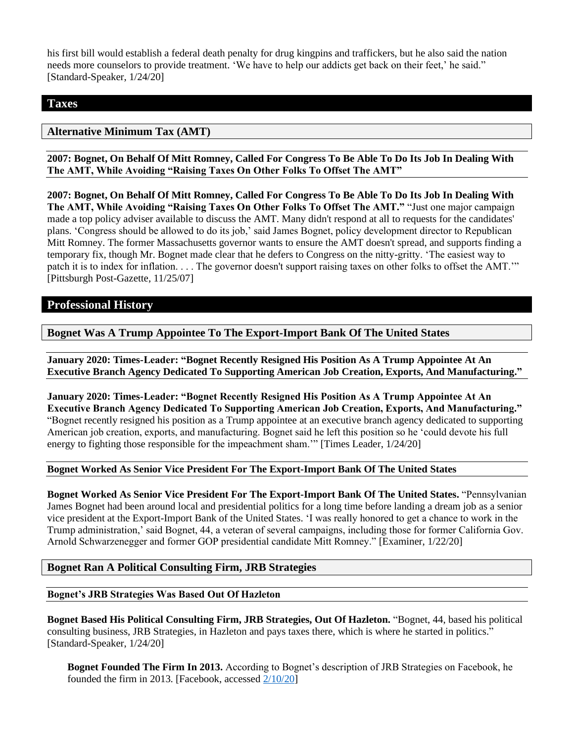his first bill would establish a federal death penalty for drug kingpins and traffickers, but he also said the nation needs more counselors to provide treatment. 'We have to help our addicts get back on their feet,' he said." [Standard-Speaker, 1/24/20]

## Taxes

### Alternative Minimum Tax (AMT)

#### 2007: Bognet, On Behalf Of Mitt Romney, Called For Congress To Be Able To Do Its Job In Dealing With The AMT, While Avoiding "Raising Taxes On Other Folks To Offset The AMT"

**2007: Bognet, On Behalf Of Mitt Romney, Called For Congress To Be Able To Do Its Job In Dealing With The AMT, While Avoiding "Raising Taxes On Other Folks To Offset The AMT."** "Just one major campaign made a top policy adviser available to discuss the AMT. Many didn't respond at all to requests for the candidates' plans. 'Congress should be allowed to do its job,' said James Bognet, policy development director to Republican Mitt Romney. The former Massachusetts governor wants to ensure the AMT doesn't spread, and supports finding a temporary fix, though Mr. Bognet made clear that he defers to Congress on the nitty-gritty. 'The easiest way to patch it is to index for inflation. . . . The governor doesn't support raising taxes on other folks to offset the AMT.'" [Pittsburgh Post-Gazette, 11/25/07]

## Professional History

### Bognet Was A Trump Appointee To The Export-Import Bank Of The United States

#### January 2020: Times-Leader: "Bognet Recently Resigned His Position As A Trump Appointee At An Executive Branch Agency Dedicated To Supporting American Job Creation, Exports, And Manufacturing."

**January 2020: Times-Leader: "Bognet Recently Resigned His Position As A Trump Appointee At An Executive Branch Agency Dedicated To Supporting American Job Creation, Exports, And Manufacturing."** "Bognet recently resigned his position as a Trump appointee at an executive branch agency dedicated to supporting American job creation, exports, and manufacturing. Bognet said he left this position so he 'could devote his full energy to fighting those responsible for the impeachment sham.'" [Times Leader, 1/24/20]

#### Bognet Worked As Senior Vice President For The Export-Import Bank Of The United States

**Bognet Worked As Senior Vice President For The Export-Import Bank Of The United States.** "Pennsylvanian James Bognet had been around local and presidential politics for a long time before landing a dream job as a senior vice president at the Export-Import Bank of the United States. 'I was really honored to get a chance to work in the Trump administration,' said Bognet, 44, a veteran of several campaigns, including those for former California Gov. Arnold Schwarzenegger and former GOP presidential candidate Mitt Romney." [Examiner, 1/22/20]

### Bognet Ran A Political Consulting Firm, JRB Strategies

#### Bognet's JRB Strategies Was Based Out Of Hazleton

**Bognet Based His Political Consulting Firm, JRB Strategies, Out Of Hazleton.** "Bognet, 44, based his political consulting business, JRB Strategies, in Hazleton and pays taxes there, which is where he started in politics." [Standard-Speaker, 1/24/20]

> **Bognet Founded The Firm In 2013.** According to Bognet's description of JRB Strategies on Facebook, he founded the firm in 2013. [Facebook, accessed 2/10/20]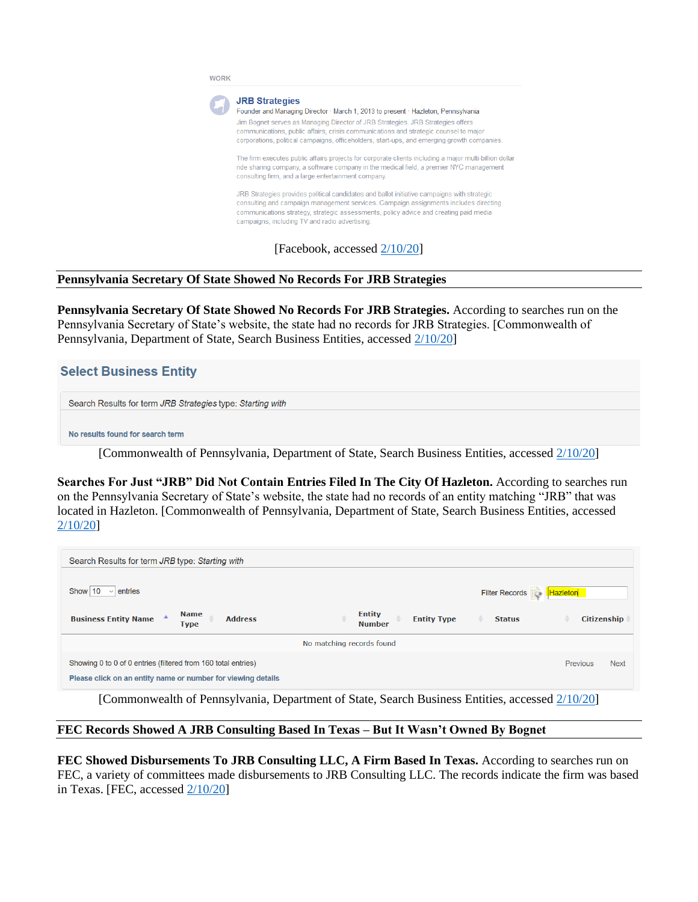WORK

**JRB Strategies**

Founder and Managing Director · March 1, 2013 to present · Hazleton, Pennsylvania

Jim Bognet serves as Managing Director of JRB Strategies. JRB Strategies offers communications, public affairs, crisis communications and strategic counsel to major corporations, political campaigns, officeholders, start-ups, and emerging growth companies.

The firm executes public affairs projects for corporate clients including a major multi-billion dollar ride sharing company, a software company in the medical field, a premier NYC management consulting firm, and a large entertainment company.

JRB Strategies provides political candidates and ballot initiative campaigns with strategic consulting and campaign management services. Campaign assignments includes directing communications strategy, strategic assessments, policy advice and creating paid media campaigns, including TV and radio advertising.

[Facebook, accessed 2/10/20]

## Pennsylvania Secretary Of State Showed No Records For JRB Strategies

**Pennsylvania Secretary Of State Showed No Records For JRB Strategies.** According to searches run on the Pennsylvania Secretary of State's website, the state had no records for JRB Strategies. [Commonwealth of Pennsylvania, Department of State, Search Business Entities, accessed 2/10/20]

**Select Business Entity**

Search Results for term *JRB Strategies* type: *Starting with*

No results found for search term

[Commonwealth of Pennsylvania, Department of State, Search Business Entities, accessed 2/10/20]

**Searches For Just "JRB" Did Not Contain Entries Filed In The City Of Hazleton.** According to searches run on the Pennsylvania Secretary of State's website, the state had no records of an entity matching "JRB" that was located in Hazleton. [Commonwealth of Pennsylvania, Department of State, Search Business Entities, accessed 2/10/20]

Search Results for term *JRB* type: *Starting with*

Show 10 entries — Filter Records: Hazleton

| Business Entity Name | Name Type | Address | Entity Number | Entity Type | Status | Citizenship |
|---|---|---|---|---|---|---|
| No matching records found | | | | | | |

Showing 0 to 0 of 0 entries (filtered from 160 total entries) — Previous Next

Please click on an entity name or number for viewing details

[Commonwealth of Pennsylvania, Department of State, Search Business Entities, accessed 2/10/20]

## FEC Records Showed A JRB Consulting Based In Texas – But It Wasn't Owned By Bognet

**FEC Showed Disbursements To JRB Consulting LLC, A Firm Based In Texas.** According to searches run on FEC, a variety of committees made disbursements to JRB Consulting LLC. The records indicate the firm was based in Texas. [FEC, accessed 2/10/20]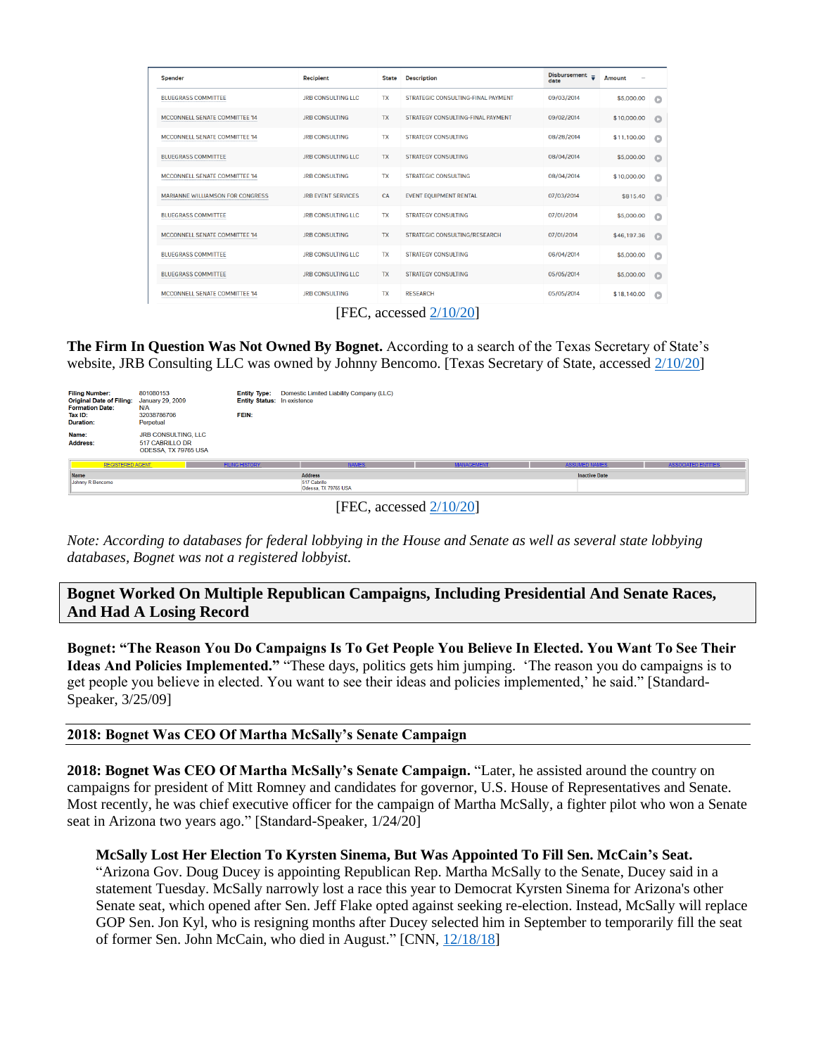| Spender | Recipient | State | Description | Disbursement date | Amount |
|---|---|---|---|---|---|
| BLUEGRASS COMMITTEE | JRB CONSULTING LLC | TX | STRATEGIC CONSULTING-FINAL PAYMENT | 09/03/2014 | $5,000.00 |
| MCCONNELL SENATE COMMITTEE '14 | JRB CONSULTING | TX | STRATEGY CONSULTING-FINAL PAYMENT | 09/02/2014 | $10,000.00 |
| MCCONNELL SENATE COMMITTEE '14 | JRB CONSULTING | TX | STRATEGY CONSULTING | 08/28/2014 | $11,100.00 |
| BLUEGRASS COMMITTEE | JRB CONSULTING LLC | TX | STRATEGY CONSULTING | 08/04/2014 | $5,000.00 |
| MCCONNELL SENATE COMMITTEE '14 | JRB CONSULTING | TX | STRATEGIC CONSULTING | 08/04/2014 | $10,000.00 |
| MARIANNE WILLIAMSON FOR CONGRESS | JRB EVENT SERVICES | CA | EVENT EQUIPMENT RENTAL | 07/03/2014 | $815.40 |
| BLUEGRASS COMMITTEE | JRB CONSULTING LLC | TX | STRATEGY CONSULTING | 07/01/2014 | $5,000.00 |
| MCCONNELL SENATE COMMITTEE '14 | JRB CONSULTING | TX | STRATEGIC CONSULTING/RESEARCH | 07/01/2014 | $46,197.36 |
| BLUEGRASS COMMITTEE | JRB CONSULTING LLC | TX | STRATEGY CONSULTING | 06/04/2014 | $5,000.00 |
| BLUEGRASS COMMITTEE | JRB CONSULTING LLC | TX | STRATEGY CONSULTING | 05/05/2014 | $5,000.00 |
| MCCONNELL SENATE COMMITTEE '14 | JRB CONSULTING | TX | RESEARCH | 05/05/2014 | $18,140.00 |

[FEC, accessed 2/10/20]

**The Firm In Question Was Not Owned By Bognet.** According to a search of the Texas Secretary of State's website, JRB Consulting LLC was owned by Johnny Bencomo. [Texas Secretary of State, accessed 2/10/20]

| | | | |
|---|---|---|---|
| **Filing Number:** | 801080153 | **Entity Type:** | Domestic Limited Liability Company (LLC) |
| **Original Date of Filing:** | January 29, 2009 | **Entity Status:** | In existence |
| **Formation Date:** | N/A | | |
| **Tax ID:** | 32038786706 | **FEIN:** | |
| **Duration:** | Perpetual | | |
| **Name:** | JRB CONSULTING, LLC | | |
| **Address:** | 517 CABRILLO DR ODESSA, TX 79765 USA | | |

REGISTERED AGENT | FILING HISTORY | NAMES | MANAGEMENT | ASSUMED NAMES | ASSOCIATED ENTITIES

| Name | Address | Inactive Date |
|---|---|---|
| Johnny R Bencomo | 517 Cabrillo Odessa, TX 79765 USA | |

[FEC, accessed 2/10/20]

*Note: According to databases for federal lobbying in the House and Senate as well as several state lobbying databases, Bognet was not a registered lobbyist.*

## Bognet Worked On Multiple Republican Campaigns, Including Presidential And Senate Races, And Had A Losing Record

**Bognet: "The Reason You Do Campaigns Is To Get People You Believe In Elected. You Want To See Their Ideas And Policies Implemented."** "These days, politics gets him jumping. 'The reason you do campaigns is to get people you believe in elected. You want to see their ideas and policies implemented,' he said." [Standard-Speaker, 3/25/09]

### 2018: Bognet Was CEO Of Martha McSally's Senate Campaign

**2018: Bognet Was CEO Of Martha McSally's Senate Campaign.** "Later, he assisted around the country on campaigns for president of Mitt Romney and candidates for governor, U.S. House of Representatives and Senate. Most recently, he was chief executive officer for the campaign of Martha McSally, a fighter pilot who won a Senate seat in Arizona two years ago." [Standard-Speaker, 1/24/20]

**McSally Lost Her Election To Kyrsten Sinema, But Was Appointed To Fill Sen. McCain's Seat.** "Arizona Gov. Doug Ducey is appointing Republican Rep. Martha McSally to the Senate, Ducey said in a statement Tuesday. McSally narrowly lost a race this year to Democrat Kyrsten Sinema for Arizona's other Senate seat, which opened after Sen. Jeff Flake opted against seeking re-election. Instead, McSally will replace GOP Sen. Jon Kyl, who is resigning months after Ducey selected him in September to temporarily fill the seat of former Sen. John McCain, who died in August." [CNN, 12/18/18]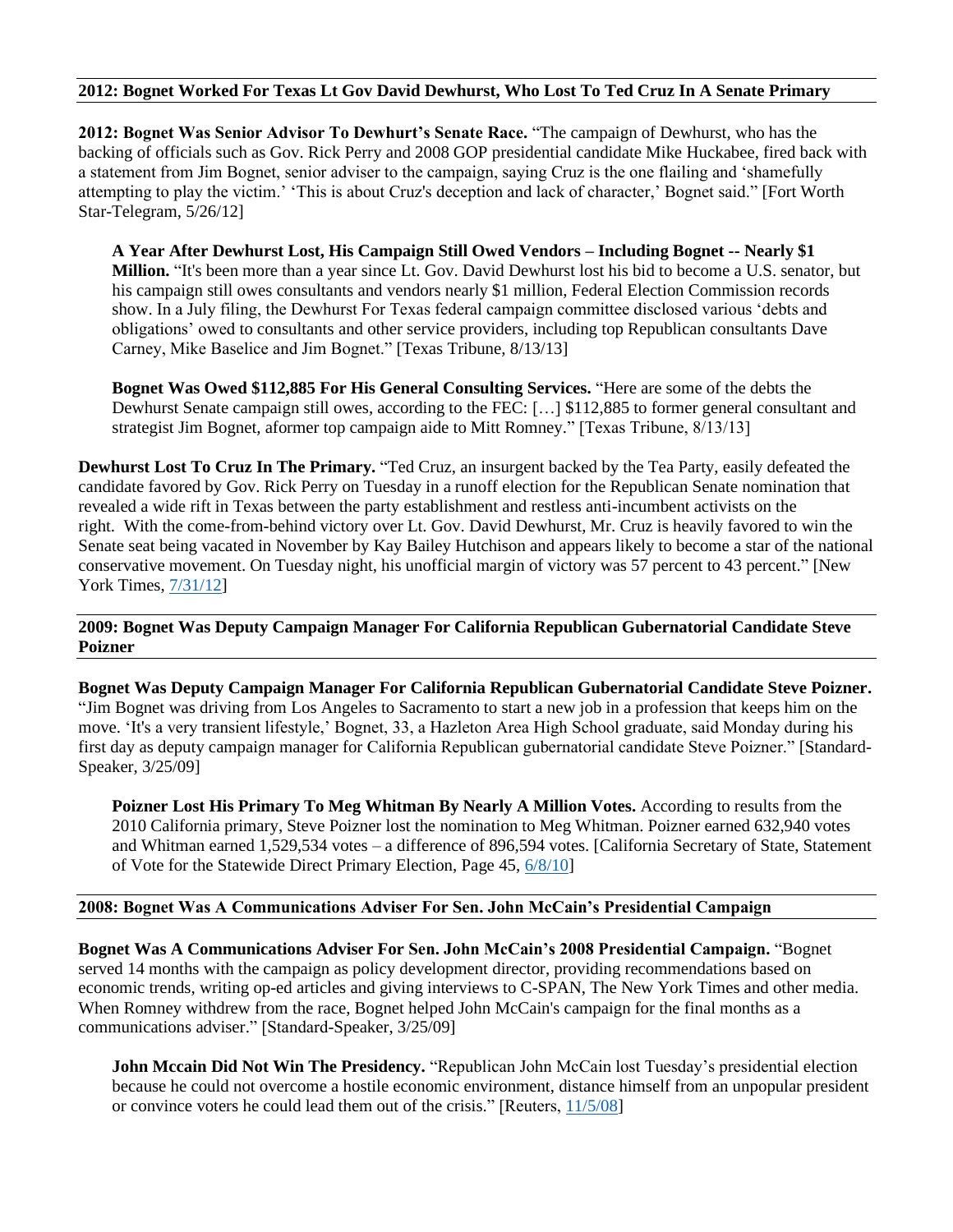**2012: Bognet Worked For Texas Lt Gov David Dewhurst, Who Lost To Ted Cruz In A Senate Primary**

**2012: Bognet Was Senior Advisor To Dewhurt's Senate Race.** "The campaign of Dewhurst, who has the backing of officials such as Gov. Rick Perry and 2008 GOP presidential candidate Mike Huckabee, fired back with a statement from Jim Bognet, senior adviser to the campaign, saying Cruz is the one flailing and 'shamefully attempting to play the victim.' 'This is about Cruz's deception and lack of character,' Bognet said." [Fort Worth Star-Telegram, 5/26/12]

> **A Year After Dewhurst Lost, His Campaign Still Owed Vendors – Including Bognet -- Nearly $1 Million.** "It's been more than a year since Lt. Gov. David Dewhurst lost his bid to become a U.S. senator, but his campaign still owes consultants and vendors nearly $1 million, Federal Election Commission records show. In a July filing, the Dewhurst For Texas federal campaign committee disclosed various 'debts and obligations' owed to consultants and other service providers, including top Republican consultants Dave Carney, Mike Baselice and Jim Bognet." [Texas Tribune, 8/13/13]
>
> **Bognet Was Owed $112,885 For His General Consulting Services.** "Here are some of the debts the Dewhurst Senate campaign still owes, according to the FEC: […] $112,885 to former general consultant and strategist Jim Bognet, aformer top campaign aide to Mitt Romney." [Texas Tribune, 8/13/13]

**Dewhurst Lost To Cruz In The Primary.** "Ted Cruz, an insurgent backed by the Tea Party, easily defeated the candidate favored by Gov. Rick Perry on Tuesday in a runoff election for the Republican Senate nomination that revealed a wide rift in Texas between the party establishment and restless anti-incumbent activists on the right. With the come-from-behind victory over Lt. Gov. David Dewhurst, Mr. Cruz is heavily favored to win the Senate seat being vacated in November by Kay Bailey Hutchison and appears likely to become a star of the national conservative movement. On Tuesday night, his unofficial margin of victory was 57 percent to 43 percent." [New York Times, 7/31/12]

**2009: Bognet Was Deputy Campaign Manager For California Republican Gubernatorial Candidate Steve Poizner**

**Bognet Was Deputy Campaign Manager For California Republican Gubernatorial Candidate Steve Poizner.** "Jim Bognet was driving from Los Angeles to Sacramento to start a new job in a profession that keeps him on the move. 'It's a very transient lifestyle,' Bognet, 33, a Hazleton Area High School graduate, said Monday during his first day as deputy campaign manager for California Republican gubernatorial candidate Steve Poizner." [Standard-Speaker, 3/25/09]

> **Poizner Lost His Primary To Meg Whitman By Nearly A Million Votes.** According to results from the 2010 California primary, Steve Poizner lost the nomination to Meg Whitman. Poizner earned 632,940 votes and Whitman earned 1,529,534 votes – a difference of 896,594 votes. [California Secretary of State, Statement of Vote for the Statewide Direct Primary Election, Page 45, 6/8/10]

**2008: Bognet Was A Communications Adviser For Sen. John McCain's Presidential Campaign**

**Bognet Was A Communications Adviser For Sen. John McCain's 2008 Presidential Campaign.** "Bognet served 14 months with the campaign as policy development director, providing recommendations based on economic trends, writing op-ed articles and giving interviews to C-SPAN, The New York Times and other media. When Romney withdrew from the race, Bognet helped John McCain's campaign for the final months as a communications adviser." [Standard-Speaker, 3/25/09]

> **John Mccain Did Not Win The Presidency.** "Republican John McCain lost Tuesday's presidential election because he could not overcome a hostile economic environment, distance himself from an unpopular president or convince voters he could lead them out of the crisis." [Reuters, 11/5/08]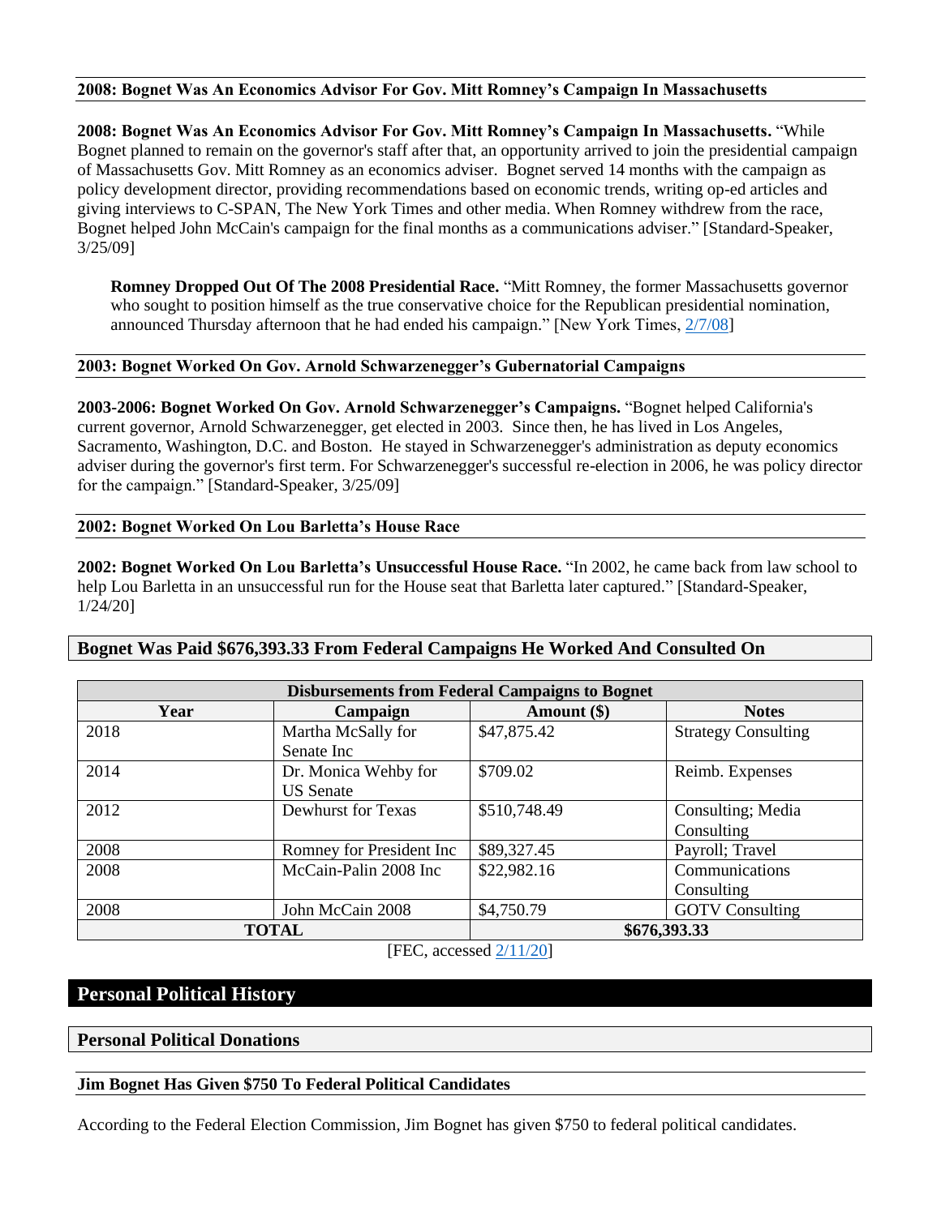### 2008: Bognet Was An Economics Advisor For Gov. Mitt Romney's Campaign In Massachusetts

**2008: Bognet Was An Economics Advisor For Gov. Mitt Romney's Campaign In Massachusetts.** "While Bognet planned to remain on the governor's staff after that, an opportunity arrived to join the presidential campaign of Massachusetts Gov. Mitt Romney as an economics adviser. Bognet served 14 months with the campaign as policy development director, providing recommendations based on economic trends, writing op-ed articles and giving interviews to C-SPAN, The New York Times and other media. When Romney withdrew from the race, Bognet helped John McCain's campaign for the final months as a communications adviser." [Standard-Speaker, 3/25/09]

> **Romney Dropped Out Of The 2008 Presidential Race.** "Mitt Romney, the former Massachusetts governor who sought to position himself as the true conservative choice for the Republican presidential nomination, announced Thursday afternoon that he had ended his campaign." [New York Times, 2/7/08]

### 2003: Bognet Worked On Gov. Arnold Schwarzenegger's Gubernatorial Campaigns

**2003-2006: Bognet Worked On Gov. Arnold Schwarzenegger's Campaigns.** "Bognet helped California's current governor, Arnold Schwarzenegger, get elected in 2003. Since then, he has lived in Los Angeles, Sacramento, Washington, D.C. and Boston. He stayed in Schwarzenegger's administration as deputy economics adviser during the governor's first term. For Schwarzenegger's successful re-election in 2006, he was policy director for the campaign." [Standard-Speaker, 3/25/09]

### 2002: Bognet Worked On Lou Barletta's House Race

**2002: Bognet Worked On Lou Barletta's Unsuccessful House Race.** "In 2002, he came back from law school to help Lou Barletta in an unsuccessful run for the House seat that Barletta later captured." [Standard-Speaker, 1/24/20]

## Bognet Was Paid $676,393.33 From Federal Campaigns He Worked And Consulted On

| Disbursements from Federal Campaigns to Bognet | | | |
|---|---|---|---|
| **Year** | **Campaign** | **Amount ($)** | **Notes** |
| 2018 | Martha McSally for Senate Inc | $47,875.42 | Strategy Consulting |
| 2014 | Dr. Monica Wehby for US Senate | $709.02 | Reimb. Expenses |
| 2012 | Dewhurst for Texas | $510,748.49 | Consulting; Media Consulting |
| 2008 | Romney for President Inc | $89,327.45 | Payroll; Travel |
| 2008 | McCain-Palin 2008 Inc | $22,982.16 | Communications Consulting |
| 2008 | John McCain 2008 | $4,750.79 | GOTV Consulting |
| **TOTAL** | | **$676,393.33** | |

[FEC, accessed 2/11/20]

# Personal Political History

## Personal Political Donations

### Jim Bognet Has Given $750 To Federal Political Candidates

According to the Federal Election Commission, Jim Bognet has given $750 to federal political candidates.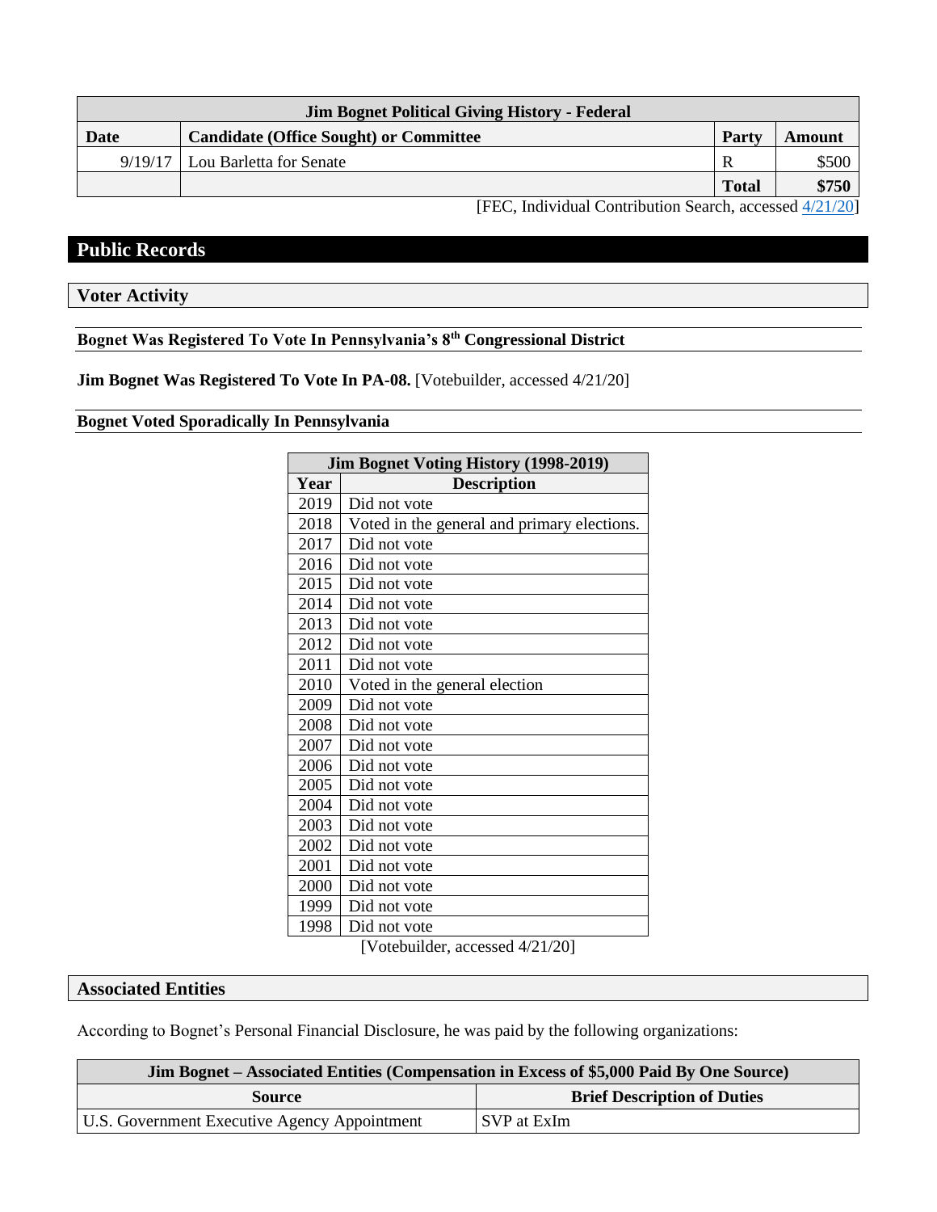| Jim Bognet Political Giving History - Federal | | | |
|---|---|---|---|
| **Date** | **Candidate (Office Sought) or Committee** | **Party** | **Amount** |
| 9/19/17 | Lou Barletta for Senate | R | $500 |
| | | **Total** | **$750** |

[FEC, Individual Contribution Search, accessed 4/21/20]

# Public Records

## Voter Activity

### Bognet Was Registered To Vote In Pennsylvania's 8th Congressional District

**Jim Bognet Was Registered To Vote In PA-08.** [Votebuilder, accessed 4/21/20]

### Bognet Voted Sporadically In Pennsylvania

| Jim Bognet Voting History (1998-2019) | |
|---|---|
| **Year** | **Description** |
| 2019 | Did not vote |
| 2018 | Voted in the general and primary elections. |
| 2017 | Did not vote |
| 2016 | Did not vote |
| 2015 | Did not vote |
| 2014 | Did not vote |
| 2013 | Did not vote |
| 2012 | Did not vote |
| 2011 | Did not vote |
| 2010 | Voted in the general election |
| 2009 | Did not vote |
| 2008 | Did not vote |
| 2007 | Did not vote |
| 2006 | Did not vote |
| 2005 | Did not vote |
| 2004 | Did not vote |
| 2003 | Did not vote |
| 2002 | Did not vote |
| 2001 | Did not vote |
| 2000 | Did not vote |
| 1999 | Did not vote |
| 1998 | Did not vote |

[Votebuilder, accessed 4/21/20]

## Associated Entities

According to Bognet's Personal Financial Disclosure, he was paid by the following organizations:

| Jim Bognet – Associated Entities (Compensation in Excess of $5,000 Paid By One Source) | |
|---|---|
| **Source** | **Brief Description of Duties** |
| U.S. Government Executive Agency Appointment | SVP at ExIm |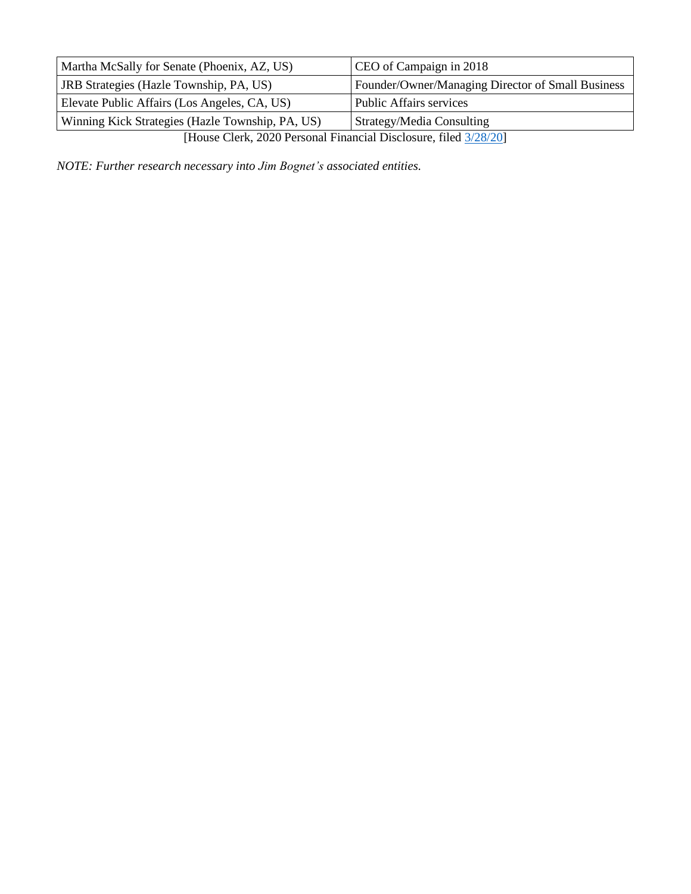| | |
|---|---|
| Martha McSally for Senate (Phoenix, AZ, US) | CEO of Campaign in 2018 |
| JRB Strategies (Hazle Township, PA, US) | Founder/Owner/Managing Director of Small Business |
| Elevate Public Affairs (Los Angeles, CA, US) | Public Affairs services |
| Winning Kick Strategies (Hazle Township, PA, US) | Strategy/Media Consulting |

[House Clerk, 2020 Personal Financial Disclosure, filed 3/28/20]

*NOTE: Further research necessary into Jim Bognet's associated entities.*